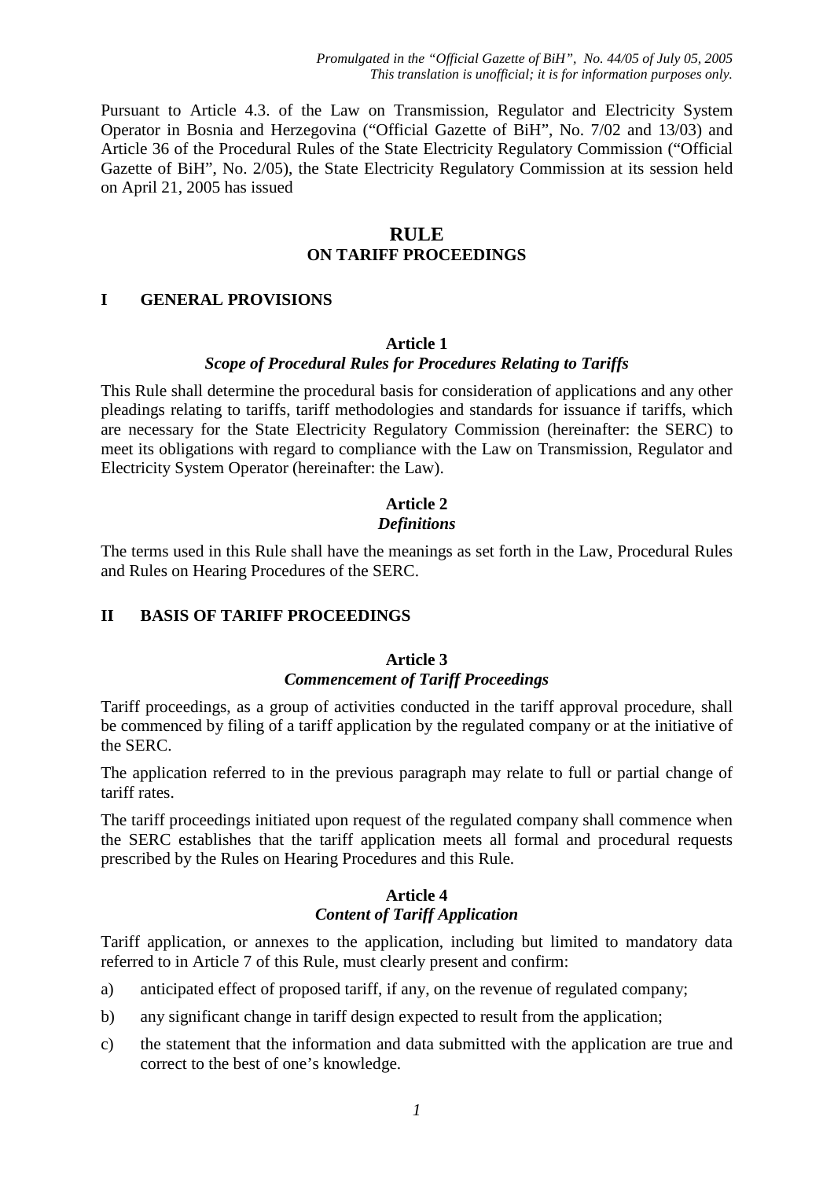*Promulgated in the "Official Gazette of BiH", No. 44/05 of July 05, 2005*
*This translation is unofficial; it is for information purposes only.*

Pursuant to Article 4.3. of the Law on Transmission, Regulator and Electricity System Operator in Bosnia and Herzegovina ("Official Gazette of BiH", No. 7/02 and 13/03) and Article 36 of the Procedural Rules of the State Electricity Regulatory Commission ("Official Gazette of BiH", No. 2/05), the State Electricity Regulatory Commission at its session held on April 21, 2005 has issued

# RULE
## ON TARIFF PROCEEDINGS

## I GENERAL PROVISIONS

### Article 1
***Scope of Procedural Rules for Procedures Relating to Tariffs***

This Rule shall determine the procedural basis for consideration of applications and any other pleadings relating to tariffs, tariff methodologies and standards for issuance if tariffs, which are necessary for the State Electricity Regulatory Commission (hereinafter: the SERC) to meet its obligations with regard to compliance with the Law on Transmission, Regulator and Electricity System Operator (hereinafter: the Law).

### Article 2
***Definitions***

The terms used in this Rule shall have the meanings as set forth in the Law, Procedural Rules and Rules on Hearing Procedures of the SERC.

## II BASIS OF TARIFF PROCEEDINGS

### Article 3
***Commencement of Tariff Proceedings***

Tariff proceedings, as a group of activities conducted in the tariff approval procedure, shall be commenced by filing of a tariff application by the regulated company or at the initiative of the SERC.

The application referred to in the previous paragraph may relate to full or partial change of tariff rates.

The tariff proceedings initiated upon request of the regulated company shall commence when the SERC establishes that the tariff application meets all formal and procedural requests prescribed by the Rules on Hearing Procedures and this Rule.

### Article 4
***Content of Tariff Application***

Tariff application, or annexes to the application, including but limited to mandatory data referred to in Article 7 of this Rule, must clearly present and confirm:

a) anticipated effect of proposed tariff, if any, on the revenue of regulated company;

b) any significant change in tariff design expected to result from the application;

c) the statement that the information and data submitted with the application are true and correct to the best of one's knowledge.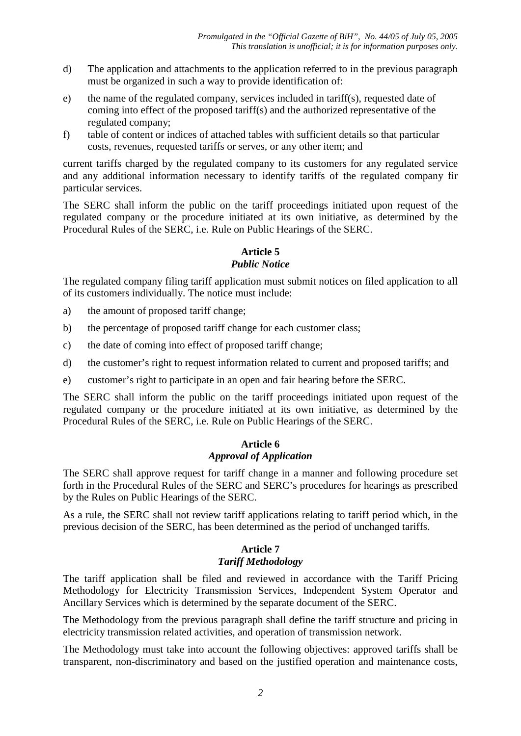d) The application and attachments to the application referred to in the previous paragraph must be organized in such a way to provide identification of:

e) the name of the regulated company, services included in tariff(s), requested date of coming into effect of the proposed tariff(s) and the authorized representative of the regulated company;

f) table of content or indices of attached tables with sufficient details so that particular costs, revenues, requested tariffs or serves, or any other item; and

current tariffs charged by the regulated company to its customers for any regulated service and any additional information necessary to identify tariffs of the regulated company fir particular services.

The SERC shall inform the public on the tariff proceedings initiated upon request of the regulated company or the procedure initiated at its own initiative, as determined by the Procedural Rules of the SERC, i.e. Rule on Public Hearings of the SERC.

### Article 5
### *Public Notice*

The regulated company filing tariff application must submit notices on filed application to all of its customers individually. The notice must include:

a) the amount of proposed tariff change;

b) the percentage of proposed tariff change for each customer class;

c) the date of coming into effect of proposed tariff change;

d) the customer's right to request information related to current and proposed tariffs; and

e) customer's right to participate in an open and fair hearing before the SERC.

The SERC shall inform the public on the tariff proceedings initiated upon request of the regulated company or the procedure initiated at its own initiative, as determined by the Procedural Rules of the SERC, i.e. Rule on Public Hearings of the SERC.

### Article 6
### *Approval of Application*

The SERC shall approve request for tariff change in a manner and following procedure set forth in the Procedural Rules of the SERC and SERC's procedures for hearings as prescribed by the Rules on Public Hearings of the SERC.

As a rule, the SERC shall not review tariff applications relating to tariff period which, in the previous decision of the SERC, has been determined as the period of unchanged tariffs.

### Article 7
### *Tariff Methodology*

The tariff application shall be filed and reviewed in accordance with the Tariff Pricing Methodology for Electricity Transmission Services, Independent System Operator and Ancillary Services which is determined by the separate document of the SERC.

The Methodology from the previous paragraph shall define the tariff structure and pricing in electricity transmission related activities, and operation of transmission network.

The Methodology must take into account the following objectives: approved tariffs shall be transparent, non-discriminatory and based on the justified operation and maintenance costs,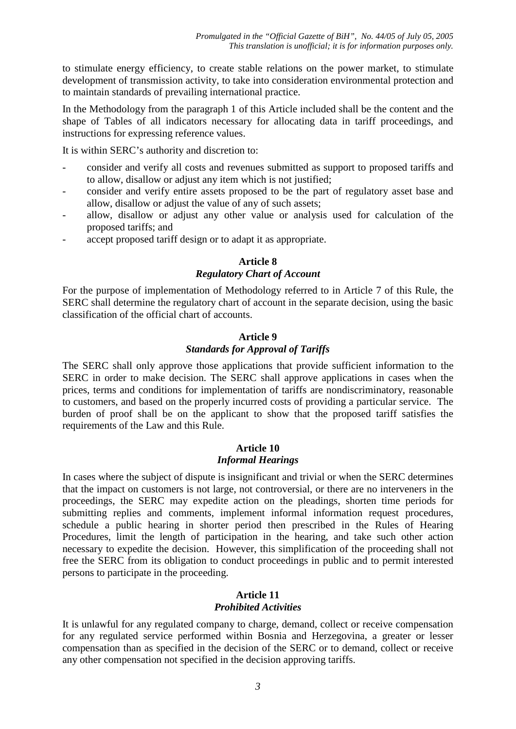to stimulate energy efficiency, to create stable relations on the power market, to stimulate development of transmission activity, to take into consideration environmental protection and to maintain standards of prevailing international practice.

In the Methodology from the paragraph 1 of this Article included shall be the content and the shape of Tables of all indicators necessary for allocating data in tariff proceedings, and instructions for expressing reference values.

It is within SERC's authority and discretion to:

- consider and verify all costs and revenues submitted as support to proposed tariffs and to allow, disallow or adjust any item which is not justified;
- consider and verify entire assets proposed to be the part of regulatory asset base and allow, disallow or adjust the value of any of such assets;
- allow, disallow or adjust any other value or analysis used for calculation of the proposed tariffs; and
- accept proposed tariff design or to adapt it as appropriate.

**Article 8**
***Regulatory Chart of Account***

For the purpose of implementation of Methodology referred to in Article 7 of this Rule, the SERC shall determine the regulatory chart of account in the separate decision, using the basic classification of the official chart of accounts.

**Article 9**
***Standards for Approval of Tariffs***

The SERC shall only approve those applications that provide sufficient information to the SERC in order to make decision. The SERC shall approve applications in cases when the prices, terms and conditions for implementation of tariffs are nondiscriminatory, reasonable to customers, and based on the properly incurred costs of providing a particular service. The burden of proof shall be on the applicant to show that the proposed tariff satisfies the requirements of the Law and this Rule.

**Article 10**
***Informal Hearings***

In cases where the subject of dispute is insignificant and trivial or when the SERC determines that the impact on customers is not large, not controversial, or there are no interveners in the proceedings, the SERC may expedite action on the pleadings, shorten time periods for submitting replies and comments, implement informal information request procedures, schedule a public hearing in shorter period then prescribed in the Rules of Hearing Procedures, limit the length of participation in the hearing, and take such other action necessary to expedite the decision. However, this simplification of the proceeding shall not free the SERC from its obligation to conduct proceedings in public and to permit interested persons to participate in the proceeding.

**Article 11**
***Prohibited Activities***

It is unlawful for any regulated company to charge, demand, collect or receive compensation for any regulated service performed within Bosnia and Herzegovina, a greater or lesser compensation than as specified in the decision of the SERC or to demand, collect or receive any other compensation not specified in the decision approving tariffs.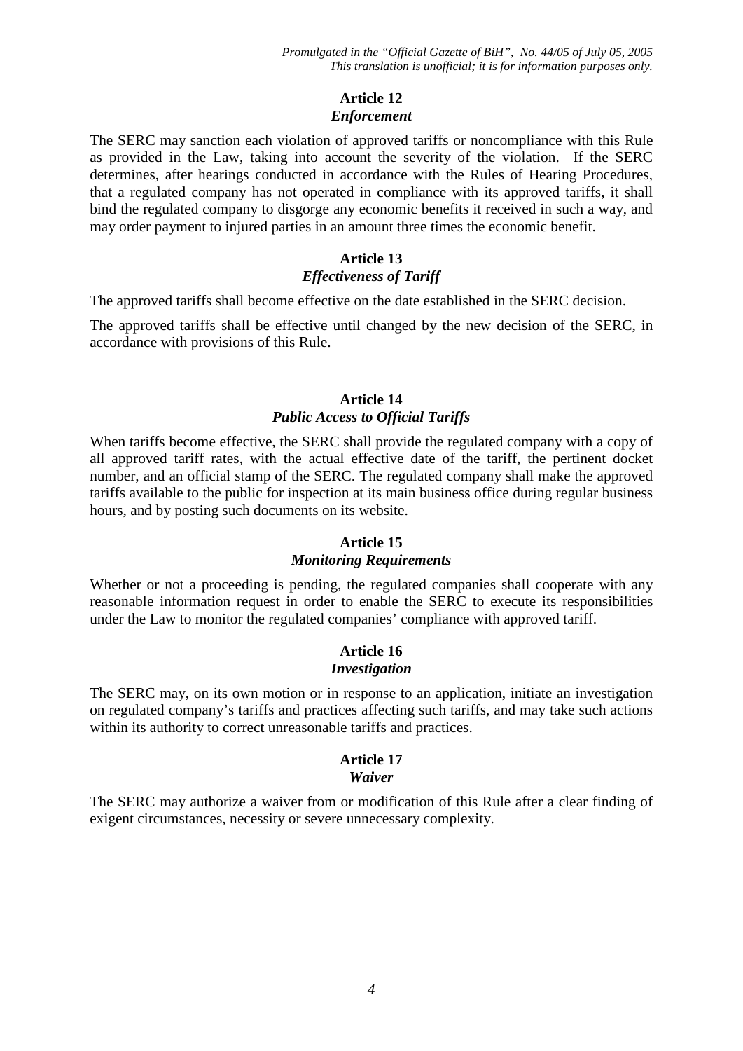## Article 12
*Enforcement*

The SERC may sanction each violation of approved tariffs or noncompliance with this Rule as provided in the Law, taking into account the severity of the violation. If the SERC determines, after hearings conducted in accordance with the Rules of Hearing Procedures, that a regulated company has not operated in compliance with its approved tariffs, it shall bind the regulated company to disgorge any economic benefits it received in such a way, and may order payment to injured parties in an amount three times the economic benefit.

## Article 13
*Effectiveness of Tariff*

The approved tariffs shall become effective on the date established in the SERC decision.

The approved tariffs shall be effective until changed by the new decision of the SERC, in accordance with provisions of this Rule.

## Article 14
*Public Access to Official Tariffs*

When tariffs become effective, the SERC shall provide the regulated company with a copy of all approved tariff rates, with the actual effective date of the tariff, the pertinent docket number, and an official stamp of the SERC. The regulated company shall make the approved tariffs available to the public for inspection at its main business office during regular business hours, and by posting such documents on its website.

## Article 15
*Monitoring Requirements*

Whether or not a proceeding is pending, the regulated companies shall cooperate with any reasonable information request in order to enable the SERC to execute its responsibilities under the Law to monitor the regulated companies' compliance with approved tariff.

## Article 16
*Investigation*

The SERC may, on its own motion or in response to an application, initiate an investigation on regulated company's tariffs and practices affecting such tariffs, and may take such actions within its authority to correct unreasonable tariffs and practices.

## Article 17
*Waiver*

The SERC may authorize a waiver from or modification of this Rule after a clear finding of exigent circumstances, necessity or severe unnecessary complexity.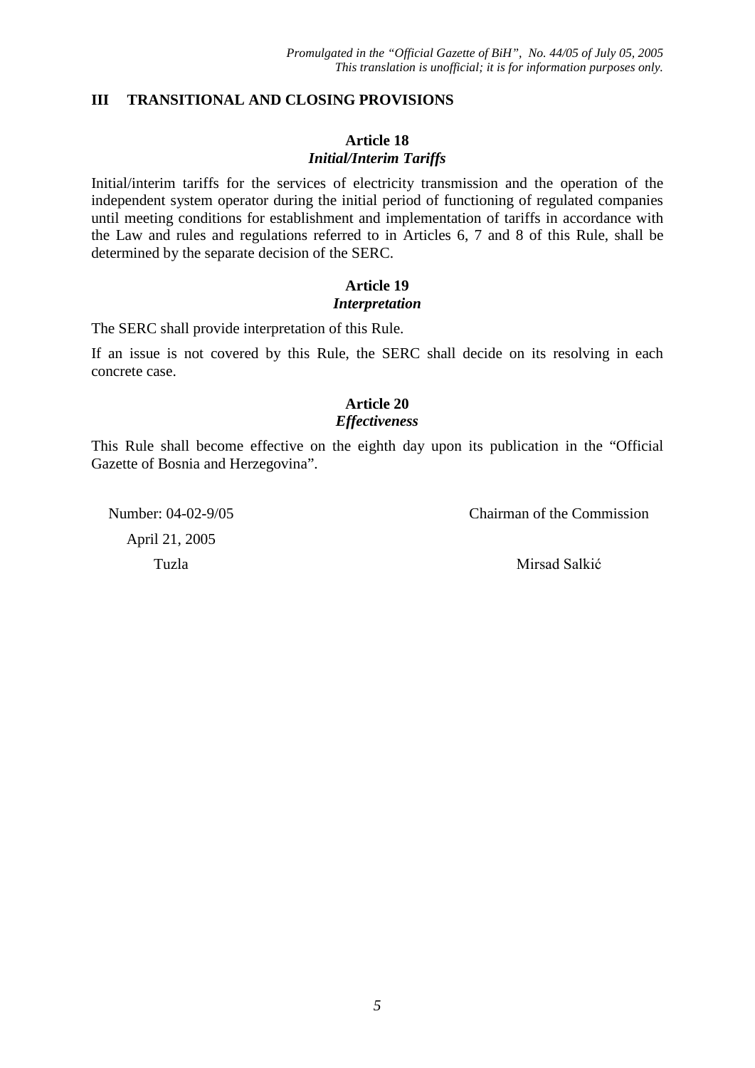## III TRANSITIONAL AND CLOSING PROVISIONS

### Article 18
### *Initial/Interim Tariffs*

Initial/interim tariffs for the services of electricity transmission and the operation of the independent system operator during the initial period of functioning of regulated companies until meeting conditions for establishment and implementation of tariffs in accordance with the Law and rules and regulations referred to in Articles 6, 7 and 8 of this Rule, shall be determined by the separate decision of the SERC.

### Article 19
### *Interpretation*

The SERC shall provide interpretation of this Rule.

If an issue is not covered by this Rule, the SERC shall decide on its resolving in each concrete case.

### Article 20
### *Effectiveness*

This Rule shall become effective on the eighth day upon its publication in the "Official Gazette of Bosnia and Herzegovina".

Number: 04-02-9/05

April 21, 2005

Tuzla

Chairman of the Commission

Mirsad Salkić